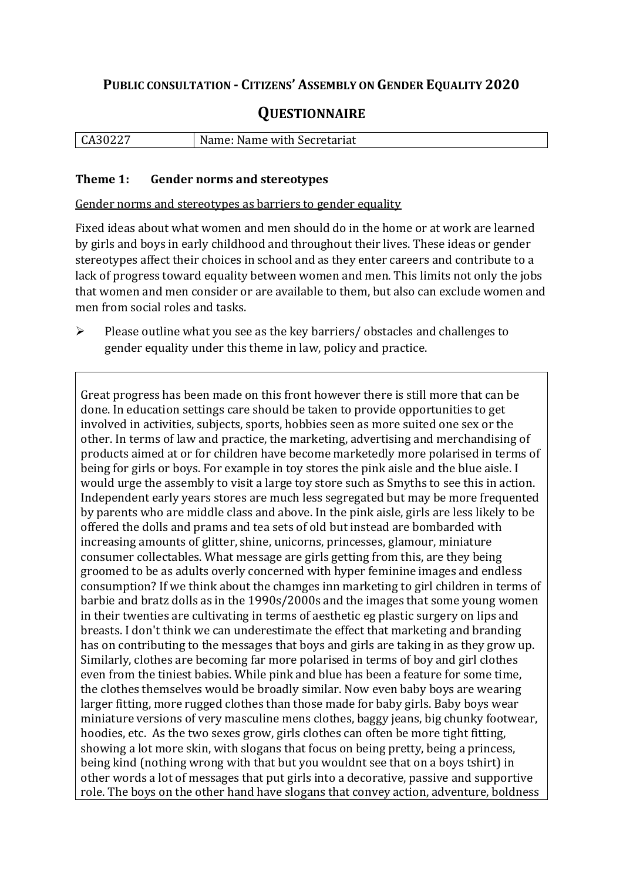# PUBLIC CONSULTATION - CITIZENS' ASSEMBLY ON GENDER EQUALITY 2020

## QUESTIONNAIRE

| CA30227 | Name: Name with Secretariat |
|---|---|

### Theme 1: Gender norms and stereotypes

Gender norms and stereotypes as barriers to gender equality

Fixed ideas about what women and men should do in the home or at work are learned by girls and boys in early childhood and throughout their lives. These ideas or gender stereotypes affect their choices in school and as they enter careers and contribute to a lack of progress toward equality between women and men. This limits not only the jobs that women and men consider or are available to them, but also can exclude women and men from social roles and tasks.

- Please outline what you see as the key barriers/ obstacles and challenges to gender equality under this theme in law, policy and practice.

Great progress has been made on this front however there is still more that can be done. In education settings care should be taken to provide opportunities to get involved in activities, subjects, sports, hobbies seen as more suited one sex or the other. In terms of law and practice, the marketing, advertising and merchandising of products aimed at or for children have become marketedly more polarised in terms of being for girls or boys. For example in toy stores the pink aisle and the blue aisle. I would urge the assembly to visit a large toy store such as Smyths to see this in action. Independent early years stores are much less segregated but may be more frequented by parents who are middle class and above. In the pink aisle, girls are less likely to be offered the dolls and prams and tea sets of old but instead are bombarded with increasing amounts of glitter, shine, unicorns, princesses, glamour, miniature consumer collectables. What message are girls getting from this, are they being groomed to be as adults overly concerned with hyper feminine images and endless consumption? If we think about the chamges inn marketing to girl children in terms of barbie and bratz dolls as in the 1990s/2000s and the images that some young women in their twenties are cultivating in terms of aesthetic eg plastic surgery on lips and breasts. I don't think we can underestimate the effect that marketing and branding has on contributing to the messages that boys and girls are taking in as they grow up. Similarly, clothes are becoming far more polarised in terms of boy and girl clothes even from the tiniest babies. While pink and blue has been a feature for some time, the clothes themselves would be broadly similar. Now even baby boys are wearing larger fitting, more rugged clothes than those made for baby girls. Baby boys wear miniature versions of very masculine mens clothes, baggy jeans, big chunky footwear, hoodies, etc. As the two sexes grow, girls clothes can often be more tight fitting, showing a lot more skin, with slogans that focus on being pretty, being a princess, being kind (nothing wrong with that but you wouldnt see that on a boys tshirt) in other words a lot of messages that put girls into a decorative, passive and supportive role. The boys on the other hand have slogans that convey action, adventure, boldness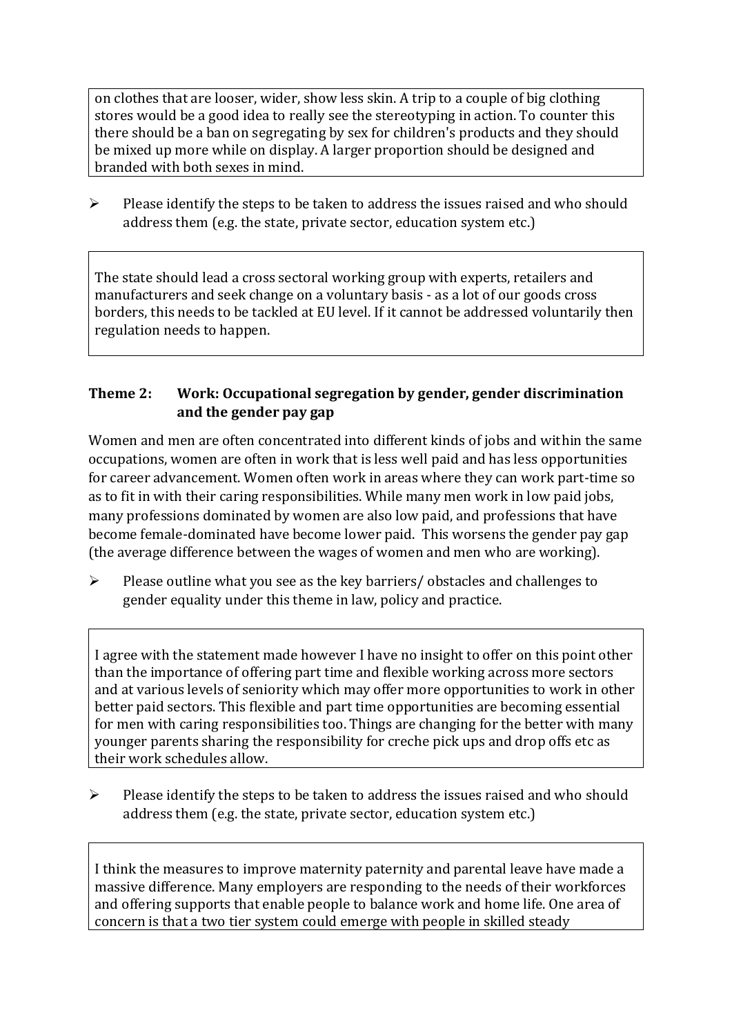on clothes that are looser, wider, show less skin. A trip to a couple of big clothing stores would be a good idea to really see the stereotyping in action. To counter this there should be a ban on segregating by sex for children's products and they should be mixed up more while on display. A larger proportion should be designed and branded with both sexes in mind.

- Please identify the steps to be taken to address the issues raised and who should address them (e.g. the state, private sector, education system etc.)

The state should lead a cross sectoral working group with experts, retailers and manufacturers and seek change on a voluntary basis - as a lot of our goods cross borders, this needs to be tackled at EU level. If it cannot be addressed voluntarily then regulation needs to happen.

### Theme 2: Work: Occupational segregation by gender, gender discrimination and the gender pay gap

Women and men are often concentrated into different kinds of jobs and within the same occupations, women are often in work that is less well paid and has less opportunities for career advancement. Women often work in areas where they can work part-time so as to fit in with their caring responsibilities. While many men work in low paid jobs, many professions dominated by women are also low paid, and professions that have become female-dominated have become lower paid. This worsens the gender pay gap (the average difference between the wages of women and men who are working).

- Please outline what you see as the key barriers/ obstacles and challenges to gender equality under this theme in law, policy and practice.

I agree with the statement made however I have no insight to offer on this point other than the importance of offering part time and flexible working across more sectors and at various levels of seniority which may offer more opportunities to work in other better paid sectors. This flexible and part time opportunities are becoming essential for men with caring responsibilities too. Things are changing for the better with many younger parents sharing the responsibility for creche pick ups and drop offs etc as their work schedules allow.

- Please identify the steps to be taken to address the issues raised and who should address them (e.g. the state, private sector, education system etc.)

I think the measures to improve maternity paternity and parental leave have made a massive difference. Many employers are responding to the needs of their workforces and offering supports that enable people to balance work and home life. One area of concern is that a two tier system could emerge with people in skilled steady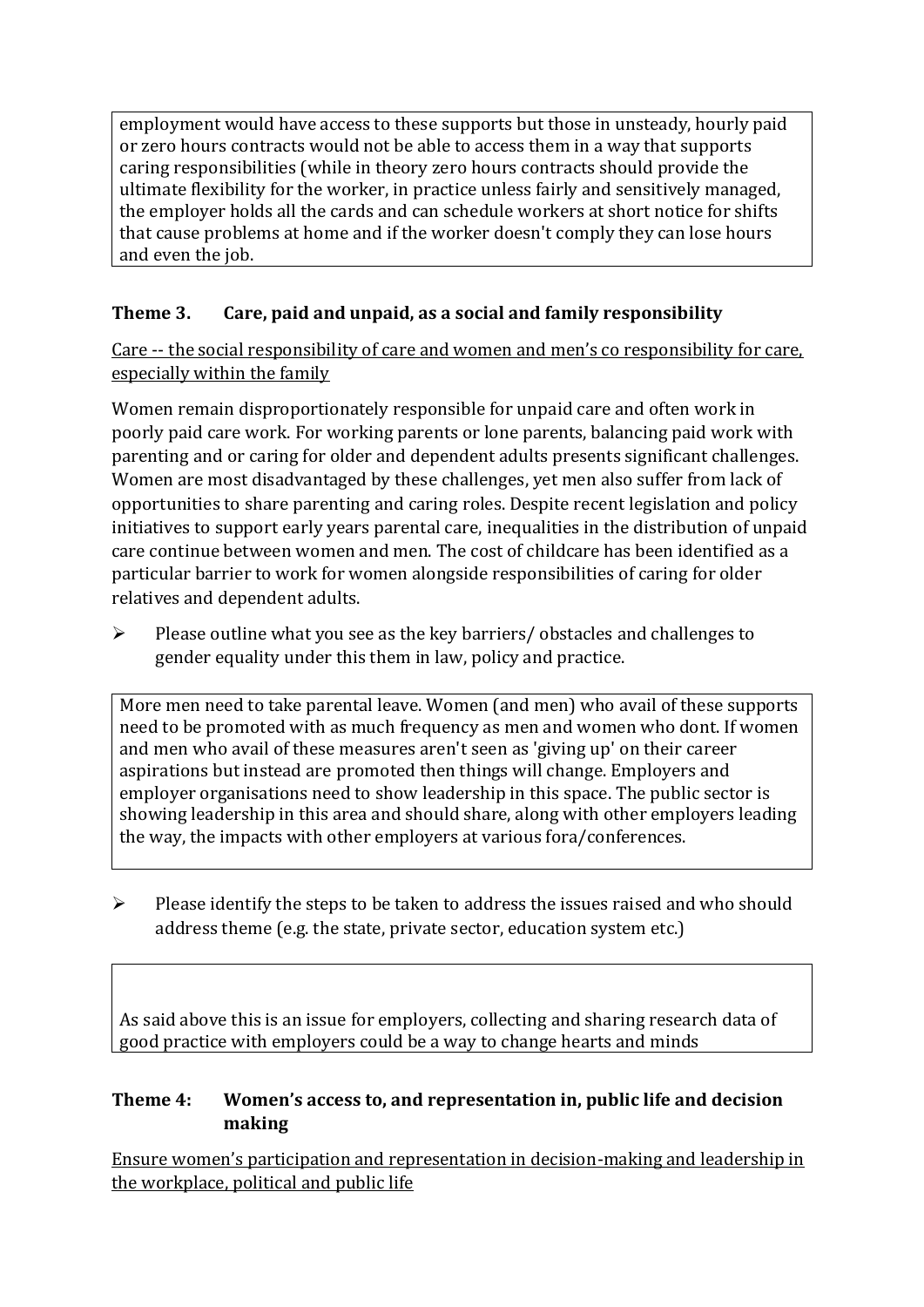employment would have access to these supports but those in unsteady, hourly paid or zero hours contracts would not be able to access them in a way that supports caring responsibilities (while in theory zero hours contracts should provide the ultimate flexibility for the worker, in practice unless fairly and sensitively managed, the employer holds all the cards and can schedule workers at short notice for shifts that cause problems at home and if the worker doesn't comply they can lose hours and even the job.

### Theme 3. Care, paid and unpaid, as a social and family responsibility

Care -- the social responsibility of care and women and men's co responsibility for care, especially within the family

Women remain disproportionately responsible for unpaid care and often work in poorly paid care work. For working parents or lone parents, balancing paid work with parenting and or caring for older and dependent adults presents significant challenges. Women are most disadvantaged by these challenges, yet men also suffer from lack of opportunities to share parenting and caring roles. Despite recent legislation and policy initiatives to support early years parental care, inequalities in the distribution of unpaid care continue between women and men. The cost of childcare has been identified as a particular barrier to work for women alongside responsibilities of caring for older relatives and dependent adults.

- Please outline what you see as the key barriers/ obstacles and challenges to gender equality under this them in law, policy and practice.

More men need to take parental leave. Women (and men) who avail of these supports need to be promoted with as much frequency as men and women who dont. If women and men who avail of these measures aren't seen as 'giving up' on their career aspirations but instead are promoted then things will change. Employers and employer organisations need to show leadership in this space. The public sector is showing leadership in this area and should share, along with other employers leading the way, the impacts with other employers at various fora/conferences.

- Please identify the steps to be taken to address the issues raised and who should address theme (e.g. the state, private sector, education system etc.)

As said above this is an issue for employers, collecting and sharing research data of good practice with employers could be a way to change hearts and minds

### Theme 4: Women's access to, and representation in, public life and decision making

Ensure women's participation and representation in decision-making and leadership in the workplace, political and public life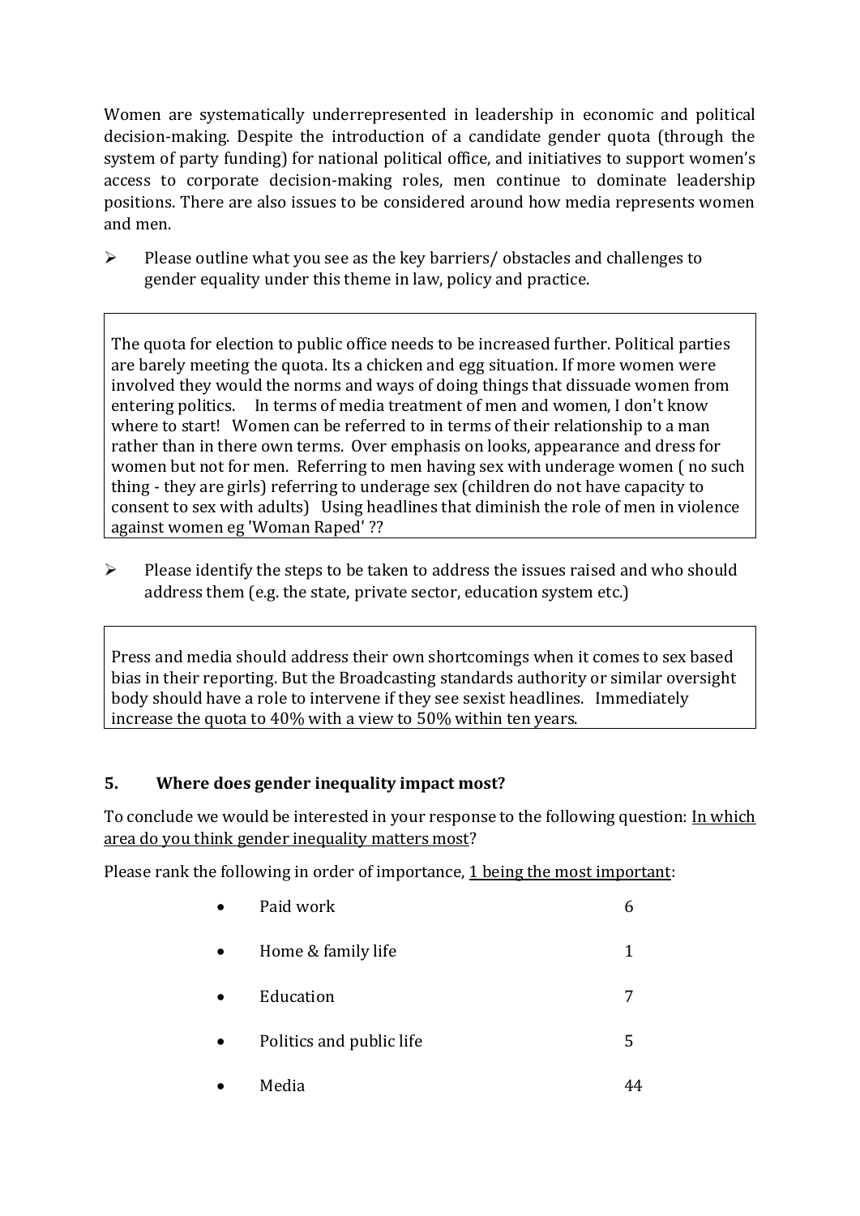Women are systematically underrepresented in leadership in economic and political decision-making. Despite the introduction of a candidate gender quota (through the system of party funding) for national political office, and initiatives to support women's access to corporate decision-making roles, men continue to dominate leadership positions. There are also issues to be considered around how media represents women and men.

- Please outline what you see as the key barriers/ obstacles and challenges to gender equality under this theme in law, policy and practice.

> The quota for election to public office needs to be increased further. Political parties are barely meeting the quota. Its a chicken and egg situation. If more women were involved they would the norms and ways of doing things that dissuade women from entering politics. In terms of media treatment of men and women, I don't know where to start! Women can be referred to in terms of their relationship to a man rather than in there own terms. Over emphasis on looks, appearance and dress for women but not for men. Referring to men having sex with underage women ( no such thing - they are girls) referring to underage sex (children do not have capacity to consent to sex with adults) Using headlines that diminish the role of men in violence against women eg 'Woman Raped' ??

- Please identify the steps to be taken to address the issues raised and who should address them (e.g. the state, private sector, education system etc.)

> Press and media should address their own shortcomings when it comes to sex based bias in their reporting. But the Broadcasting standards authority or similar oversight body should have a role to intervene if they see sexist headlines. Immediately increase the quota to 40% with a view to 50% within ten years.

## 5. Where does gender inequality impact most?

To conclude we would be interested in your response to the following question: In which area do you think gender inequality matters most?

Please rank the following in order of importance, 1 being the most important:

- Paid work 6
- Home & family life 1
- Education 7
- Politics and public life 5
- Media 44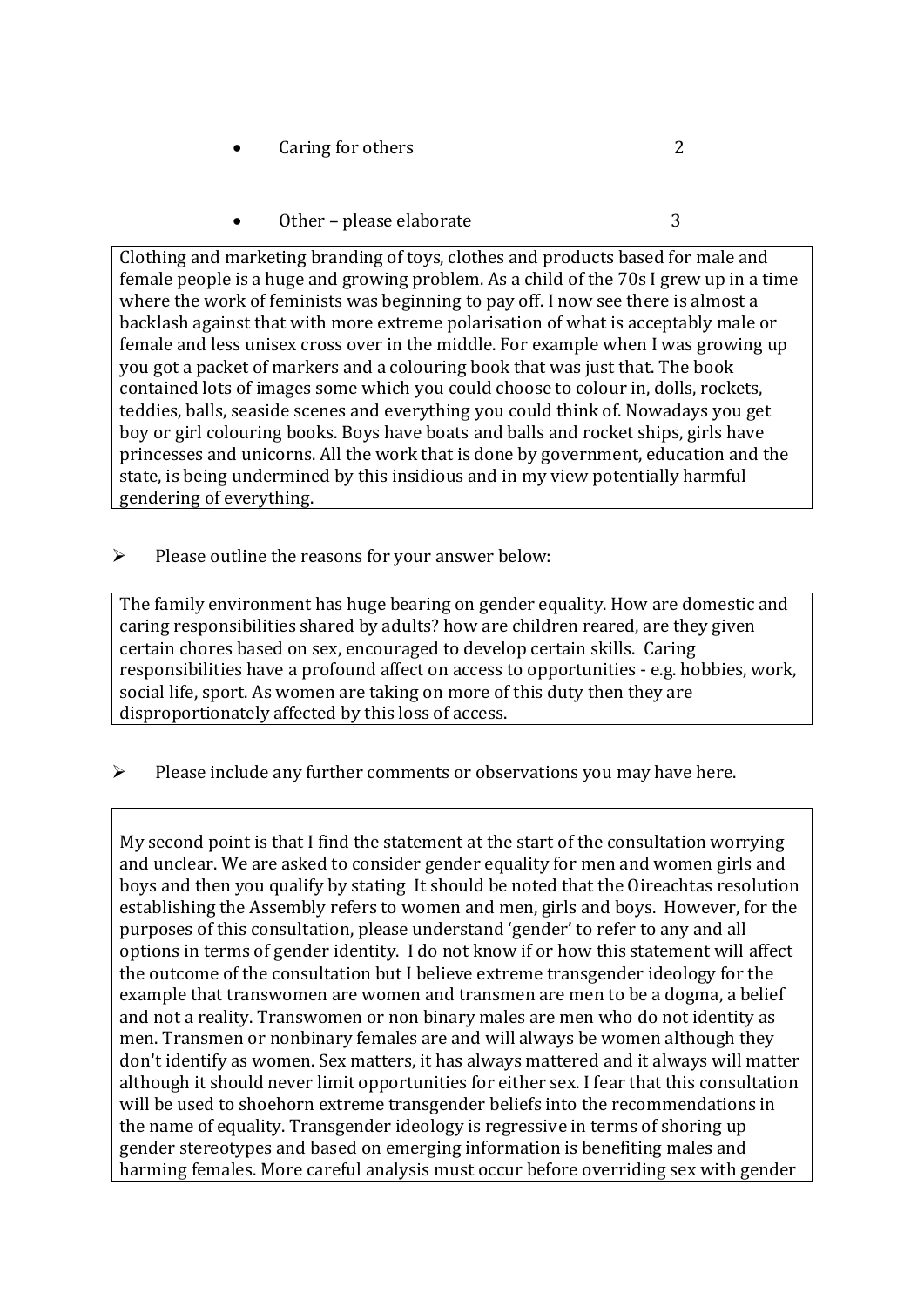- Caring for others 2

- Other – please elaborate 3

Clothing and marketing branding of toys, clothes and products based for male and female people is a huge and growing problem. As a child of the 70s I grew up in a time where the work of feminists was beginning to pay off. I now see there is almost a backlash against that with more extreme polarisation of what is acceptably male or female and less unisex cross over in the middle. For example when I was growing up you got a packet of markers and a colouring book that was just that. The book contained lots of images some which you could choose to colour in, dolls, rockets, teddies, balls, seaside scenes and everything you could think of. Nowadays you get boy or girl colouring books. Boys have boats and balls and rocket ships, girls have princesses and unicorns. All the work that is done by government, education and the state, is being undermined by this insidious and in my view potentially harmful gendering of everything.

➢ Please outline the reasons for your answer below:

The family environment has huge bearing on gender equality. How are domestic and caring responsibilities shared by adults? how are children reared, are they given certain chores based on sex, encouraged to develop certain skills. Caring responsibilities have a profound affect on access to opportunities - e.g. hobbies, work, social life, sport. As women are taking on more of this duty then they are disproportionately affected by this loss of access.

➢ Please include any further comments or observations you may have here.

My second point is that I find the statement at the start of the consultation worrying and unclear. We are asked to consider gender equality for men and women girls and boys and then you qualify by stating It should be noted that the Oireachtas resolution establishing the Assembly refers to women and men, girls and boys. However, for the purposes of this consultation, please understand 'gender' to refer to any and all options in terms of gender identity. I do not know if or how this statement will affect the outcome of the consultation but I believe extreme transgender ideology for the example that transwomen are women and transmen are men to be a dogma, a belief and not a reality. Transwomen or non binary males are men who do not identity as men. Transmen or nonbinary females are and will always be women although they don't identify as women. Sex matters, it has always mattered and it always will matter although it should never limit opportunities for either sex. I fear that this consultation will be used to shoehorn extreme transgender beliefs into the recommendations in the name of equality. Transgender ideology is regressive in terms of shoring up gender stereotypes and based on emerging information is benefiting males and harming females. More careful analysis must occur before overriding sex with gender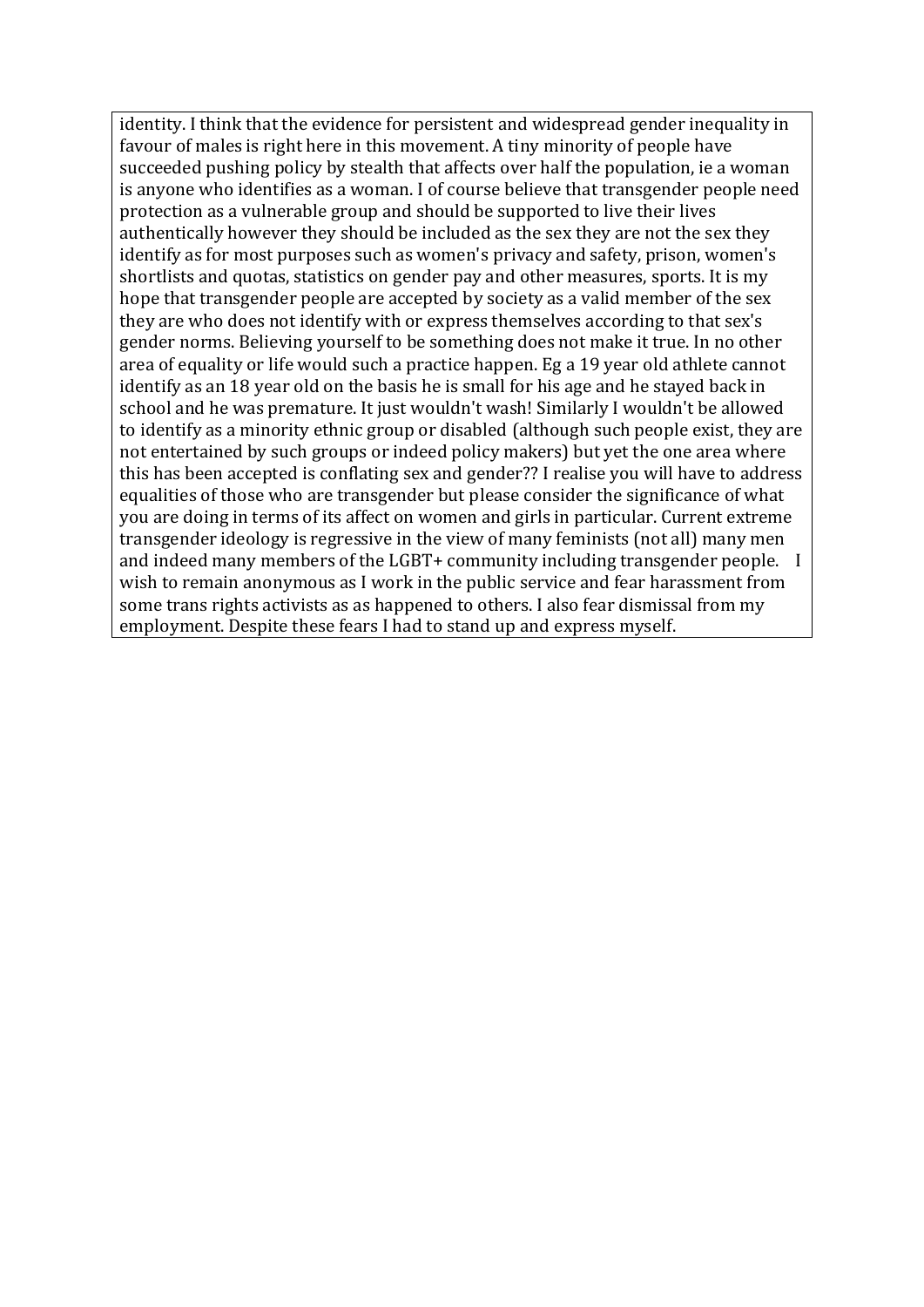identity. I think that the evidence for persistent and widespread gender inequality in favour of males is right here in this movement. A tiny minority of people have succeeded pushing policy by stealth that affects over half the population, ie a woman is anyone who identifies as a woman. I of course believe that transgender people need protection as a vulnerable group and should be supported to live their lives authentically however they should be included as the sex they are not the sex they identify as for most purposes such as women's privacy and safety, prison, women's shortlists and quotas, statistics on gender pay and other measures, sports. It is my hope that transgender people are accepted by society as a valid member of the sex they are who does not identify with or express themselves according to that sex's gender norms. Believing yourself to be something does not make it true. In no other area of equality or life would such a practice happen. Eg a 19 year old athlete cannot identify as an 18 year old on the basis he is small for his age and he stayed back in school and he was premature. It just wouldn't wash! Similarly I wouldn't be allowed to identify as a minority ethnic group or disabled (although such people exist, they are not entertained by such groups or indeed policy makers) but yet the one area where this has been accepted is conflating sex and gender?? I realise you will have to address equalities of those who are transgender but please consider the significance of what you are doing in terms of its affect on women and girls in particular. Current extreme transgender ideology is regressive in the view of many feminists (not all) many men and indeed many members of the LGBT+ community including transgender people. I wish to remain anonymous as I work in the public service and fear harassment from some trans rights activists as as happened to others. I also fear dismissal from my employment. Despite these fears I had to stand up and express myself.